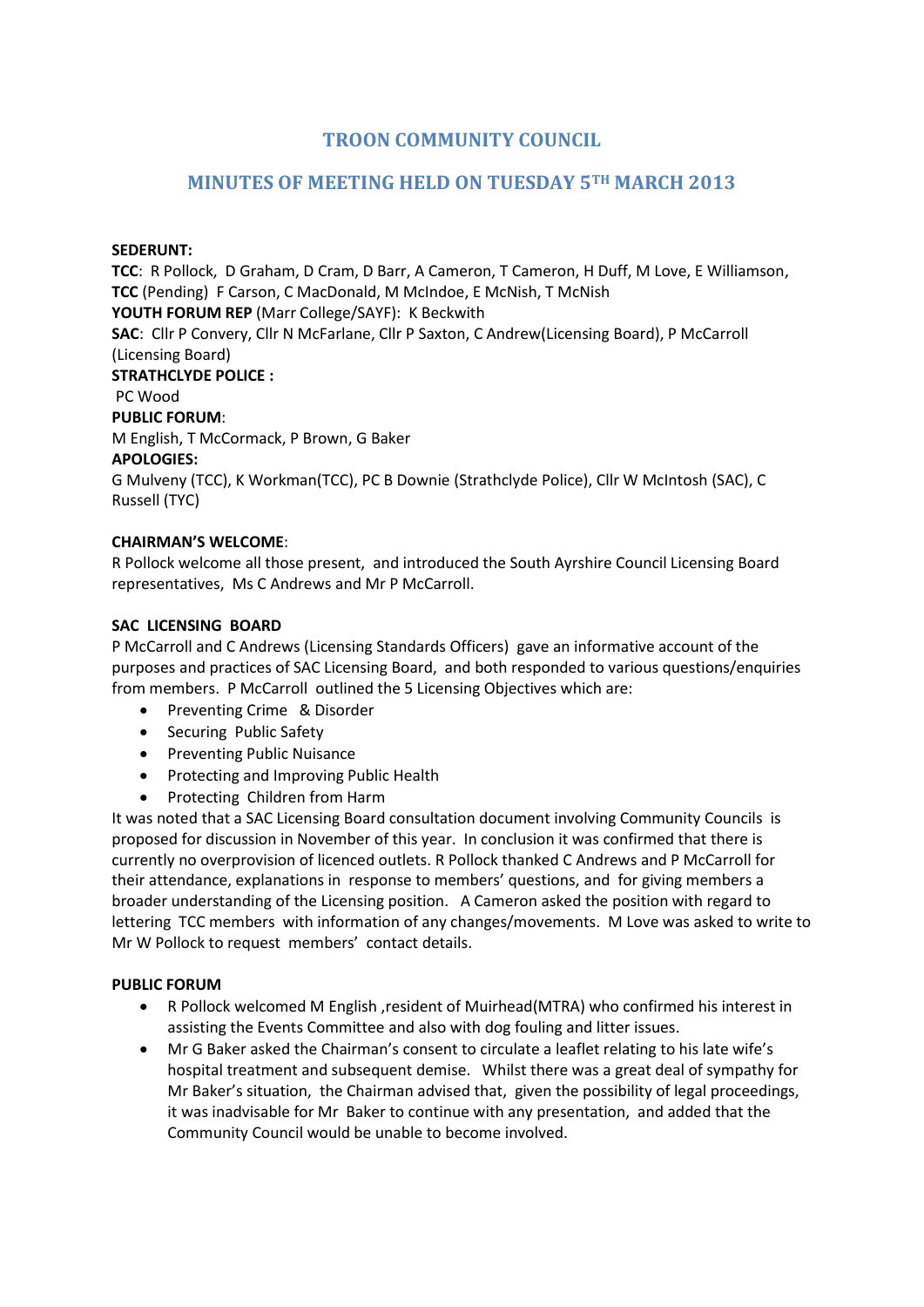# TROON COMMUNITY COUNCIL

## MINUTES OF MEETING HELD ON TUESDAY 5TH MARCH 2013

**SEDERUNT:**

**TCC**: R Pollock, D Graham, D Cram, D Barr, A Cameron, T Cameron, H Duff, M Love, E Williamson,

**TCC** (Pending) F Carson, C MacDonald, M McIndoe, E McNish, T McNish

**YOUTH FORUM REP** (Marr College/SAYF): K Beckwith

**SAC**: Cllr P Convery, Cllr N McFarlane, Cllr P Saxton, C Andrew(Licensing Board), P McCarroll (Licensing Board)

**STRATHCLYDE POLICE :**

PC Wood

**PUBLIC FORUM**:

M English, T McCormack, P Brown, G Baker

**APOLOGIES:**

G Mulveny (TCC), K Workman(TCC), PC B Downie (Strathclyde Police), Cllr W McIntosh (SAC), C Russell (TYC)

**CHAIRMAN'S WELCOME**:

R Pollock welcome all those present, and introduced the South Ayrshire Council Licensing Board representatives, Ms C Andrews and Mr P McCarroll.

**SAC LICENSING BOARD**

P McCarroll and C Andrews (Licensing Standards Officers) gave an informative account of the purposes and practices of SAC Licensing Board, and both responded to various questions/enquiries from members. P McCarroll outlined the 5 Licensing Objectives which are:

- Preventing Crime & Disorder
- Securing Public Safety
- Preventing Public Nuisance
- Protecting and Improving Public Health
- Protecting Children from Harm

It was noted that a SAC Licensing Board consultation document involving Community Councils is proposed for discussion in November of this year. In conclusion it was confirmed that there is currently no overprovision of licenced outlets. R Pollock thanked C Andrews and P McCarroll for their attendance, explanations in response to members' questions, and for giving members a broader understanding of the Licensing position. A Cameron asked the position with regard to lettering TCC members with information of any changes/movements. M Love was asked to write to Mr W Pollock to request members' contact details.

**PUBLIC FORUM**

- R Pollock welcomed M English ,resident of Muirhead(MTRA) who confirmed his interest in assisting the Events Committee and also with dog fouling and litter issues.
- Mr G Baker asked the Chairman's consent to circulate a leaflet relating to his late wife's hospital treatment and subsequent demise. Whilst there was a great deal of sympathy for Mr Baker's situation, the Chairman advised that, given the possibility of legal proceedings, it was inadvisable for Mr Baker to continue with any presentation, and added that the Community Council would be unable to become involved.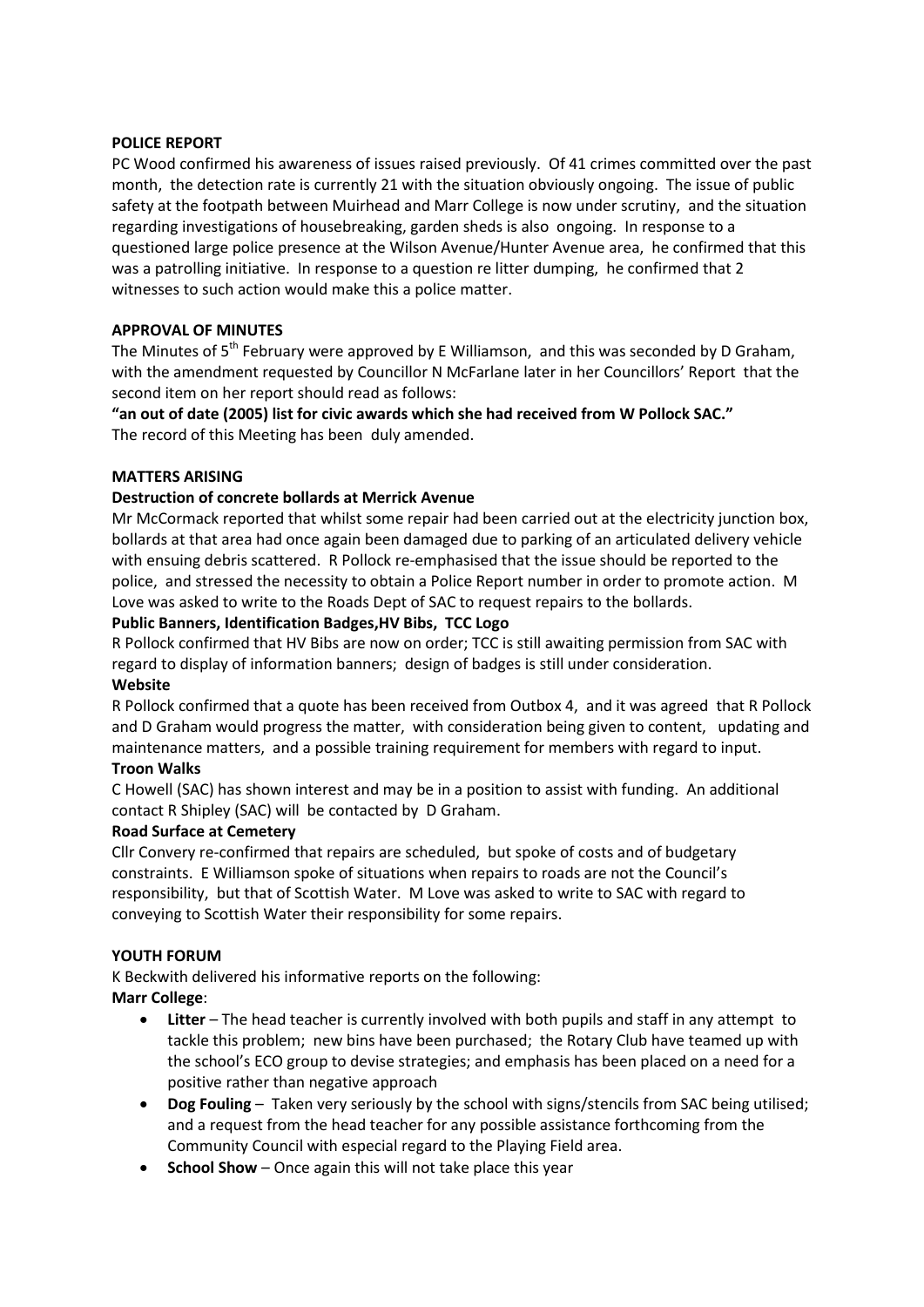**POLICE REPORT**

PC Wood confirmed his awareness of issues raised previously. Of 41 crimes committed over the past month, the detection rate is currently 21 with the situation obviously ongoing. The issue of public safety at the footpath between Muirhead and Marr College is now under scrutiny, and the situation regarding investigations of housebreaking, garden sheds is also ongoing. In response to a questioned large police presence at the Wilson Avenue/Hunter Avenue area, he confirmed that this was a patrolling initiative. In response to a question re litter dumping, he confirmed that 2 witnesses to such action would make this a police matter.

**APPROVAL OF MINUTES**

The Minutes of 5th February were approved by E Williamson, and this was seconded by D Graham, with the amendment requested by Councillor N McFarlane later in her Councillors' Report that the second item on her report should read as follows:

**"an out of date (2005) list for civic awards which she had received from W Pollock SAC."**

The record of this Meeting has been duly amended.

**MATTERS ARISING**

**Destruction of concrete bollards at Merrick Avenue**

Mr McCormack reported that whilst some repair had been carried out at the electricity junction box, bollards at that area had once again been damaged due to parking of an articulated delivery vehicle with ensuing debris scattered. R Pollock re-emphasised that the issue should be reported to the police, and stressed the necessity to obtain a Police Report number in order to promote action. M Love was asked to write to the Roads Dept of SAC to request repairs to the bollards.

**Public Banners, Identification Badges,HV Bibs, TCC Logo**

R Pollock confirmed that HV Bibs are now on order; TCC is still awaiting permission from SAC with regard to display of information banners; design of badges is still under consideration.

**Website**

R Pollock confirmed that a quote has been received from Outbox 4, and it was agreed that R Pollock and D Graham would progress the matter, with consideration being given to content, updating and maintenance matters, and a possible training requirement for members with regard to input.

**Troon Walks**

C Howell (SAC) has shown interest and may be in a position to assist with funding. An additional contact R Shipley (SAC) will be contacted by D Graham.

**Road Surface at Cemetery**

Cllr Convery re-confirmed that repairs are scheduled, but spoke of costs and of budgetary constraints. E Williamson spoke of situations when repairs to roads are not the Council's responsibility, but that of Scottish Water. M Love was asked to write to SAC with regard to conveying to Scottish Water their responsibility for some repairs.

**YOUTH FORUM**

K Beckwith delivered his informative reports on the following:

**Marr College**:

- **Litter** – The head teacher is currently involved with both pupils and staff in any attempt to tackle this problem; new bins have been purchased; the Rotary Club have teamed up with the school's ECO group to devise strategies; and emphasis has been placed on a need for a positive rather than negative approach
- **Dog Fouling** – Taken very seriously by the school with signs/stencils from SAC being utilised; and a request from the head teacher for any possible assistance forthcoming from the Community Council with especial regard to the Playing Field area.
- **School Show** – Once again this will not take place this year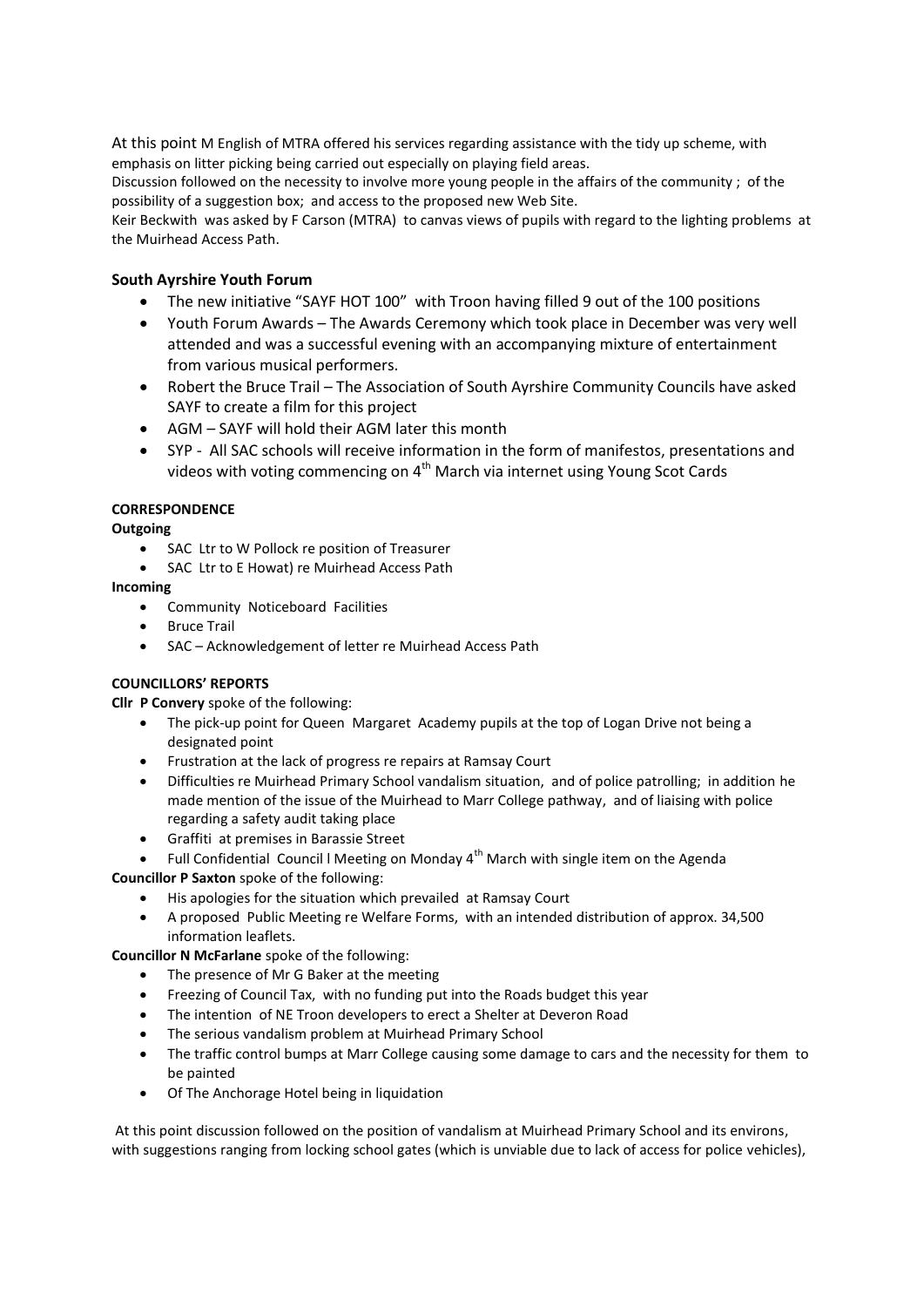At this point M English of MTRA offered his services regarding assistance with the tidy up scheme, with emphasis on litter picking being carried out especially on playing field areas.

Discussion followed on the necessity to involve more young people in the affairs of the community ; of the possibility of a suggestion box; and access to the proposed new Web Site.

Keir Beckwith was asked by F Carson (MTRA) to canvas views of pupils with regard to the lighting problems at the Muirhead Access Path.

### South Ayrshire Youth Forum

- The new initiative "SAYF HOT 100" with Troon having filled 9 out of the 100 positions
- Youth Forum Awards – The Awards Ceremony which took place in December was very well attended and was a successful evening with an accompanying mixture of entertainment from various musical performers.
- Robert the Bruce Trail – The Association of South Ayrshire Community Councils have asked SAYF to create a film for this project
- AGM – SAYF will hold their AGM later this month
- SYP - All SAC schools will receive information in the form of manifestos, presentations and videos with voting commencing on 4th March via internet using Young Scot Cards

**CORRESPONDENCE**

**Outgoing**

- SAC Ltr to W Pollock re position of Treasurer
- SAC Ltr to E Howat) re Muirhead Access Path

**Incoming**

- Community Noticeboard Facilities
- Bruce Trail
- SAC – Acknowledgement of letter re Muirhead Access Path

**COUNCILLORS' REPORTS**

**Cllr P Convery** spoke of the following:

- The pick-up point for Queen Margaret Academy pupils at the top of Logan Drive not being a designated point
- Frustration at the lack of progress re repairs at Ramsay Court
- Difficulties re Muirhead Primary School vandalism situation, and of police patrolling; in addition he made mention of the issue of the Muirhead to Marr College pathway, and of liaising with police regarding a safety audit taking place
- Graffiti at premises in Barassie Street
- Full Confidential Council l Meeting on Monday 4th March with single item on the Agenda

**Councillor P Saxton** spoke of the following:

- His apologies for the situation which prevailed at Ramsay Court
- A proposed Public Meeting re Welfare Forms, with an intended distribution of approx. 34,500 information leaflets.

**Councillor N McFarlane** spoke of the following:

- The presence of Mr G Baker at the meeting
- Freezing of Council Tax, with no funding put into the Roads budget this year
- The intention of NE Troon developers to erect a Shelter at Deveron Road
- The serious vandalism problem at Muirhead Primary School
- The traffic control bumps at Marr College causing some damage to cars and the necessity for them to be painted
- Of The Anchorage Hotel being in liquidation

At this point discussion followed on the position of vandalism at Muirhead Primary School and its environs, with suggestions ranging from locking school gates (which is unviable due to lack of access for police vehicles),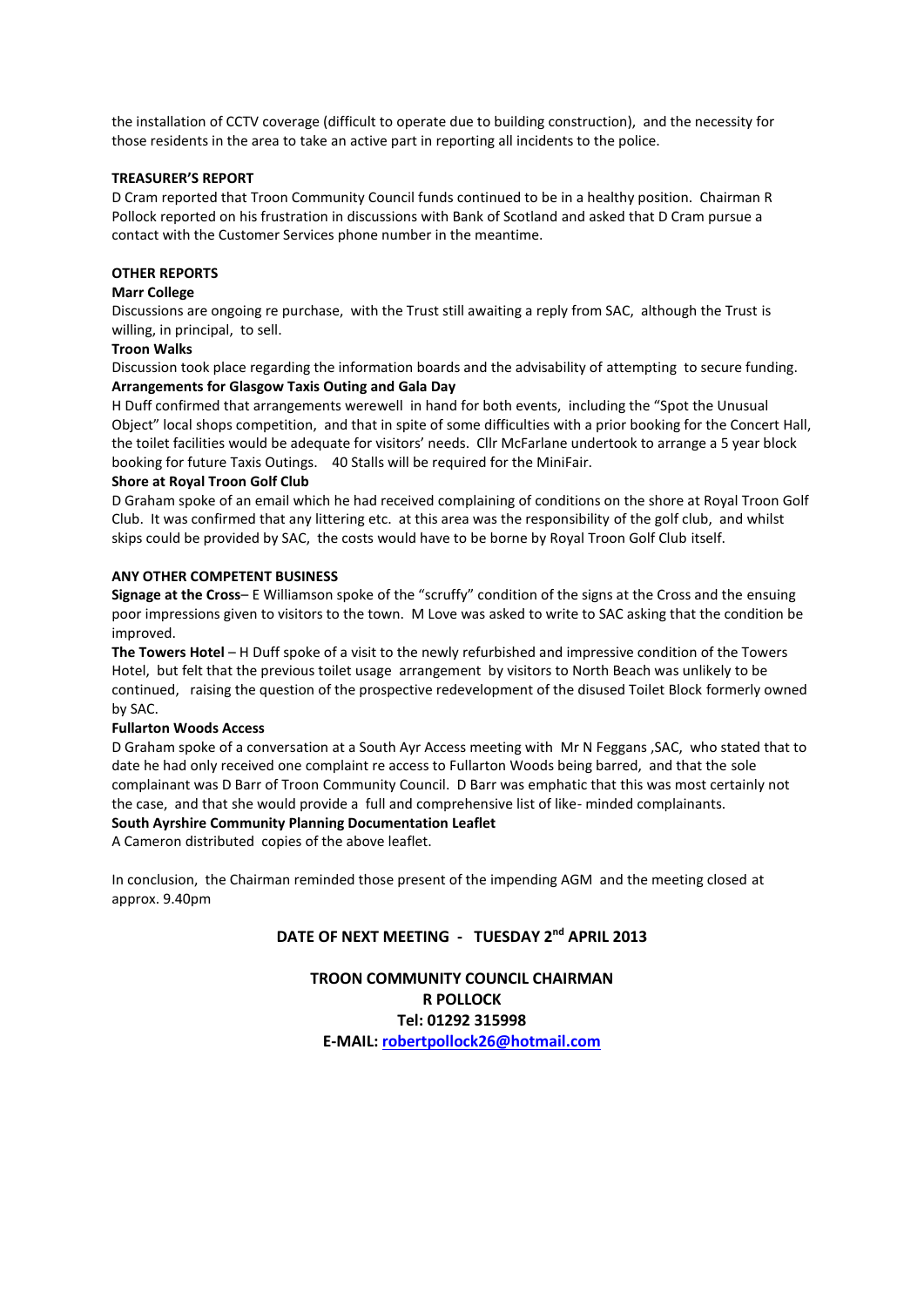the installation of CCTV coverage (difficult to operate due to building construction), and the necessity for those residents in the area to take an active part in reporting all incidents to the police.

**TREASURER'S REPORT**

D Cram reported that Troon Community Council funds continued to be in a healthy position. Chairman R Pollock reported on his frustration in discussions with Bank of Scotland and asked that D Cram pursue a contact with the Customer Services phone number in the meantime.

**OTHER REPORTS**

**Marr College**

Discussions are ongoing re purchase, with the Trust still awaiting a reply from SAC, although the Trust is willing, in principal, to sell.

**Troon Walks**

Discussion took place regarding the information boards and the advisability of attempting to secure funding.

**Arrangements for Glasgow Taxis Outing and Gala Day**

H Duff confirmed that arrangements werewell in hand for both events, including the "Spot the Unusual Object" local shops competition, and that in spite of some difficulties with a prior booking for the Concert Hall, the toilet facilities would be adequate for visitors' needs. Cllr McFarlane undertook to arrange a 5 year block booking for future Taxis Outings. 40 Stalls will be required for the MiniFair.

**Shore at Royal Troon Golf Club**

D Graham spoke of an email which he had received complaining of conditions on the shore at Royal Troon Golf Club. It was confirmed that any littering etc. at this area was the responsibility of the golf club, and whilst skips could be provided by SAC, the costs would have to be borne by Royal Troon Golf Club itself.

**ANY OTHER COMPETENT BUSINESS**

**Signage at the Cross**– E Williamson spoke of the "scruffy" condition of the signs at the Cross and the ensuing poor impressions given to visitors to the town. M Love was asked to write to SAC asking that the condition be improved.

**The Towers Hotel** – H Duff spoke of a visit to the newly refurbished and impressive condition of the Towers Hotel, but felt that the previous toilet usage arrangement by visitors to North Beach was unlikely to be continued, raising the question of the prospective redevelopment of the disused Toilet Block formerly owned by SAC.

**Fullarton Woods Access**

D Graham spoke of a conversation at a South Ayr Access meeting with Mr N Feggans ,SAC, who stated that to date he had only received one complaint re access to Fullarton Woods being barred, and that the sole complainant was D Barr of Troon Community Council. D Barr was emphatic that this was most certainly not the case, and that she would provide a full and comprehensive list of like- minded complainants.

**South Ayrshire Community Planning Documentation Leaflet**

A Cameron distributed copies of the above leaflet.

In conclusion, the Chairman reminded those present of the impending AGM and the meeting closed at approx. 9.40pm

**DATE OF NEXT MEETING - TUESDAY 2nd APRIL 2013**

**TROON COMMUNITY COUNCIL CHAIRMAN**
**R POLLOCK**
**Tel: 01292 315998**
**E-MAIL: robertpollock26@hotmail.com**